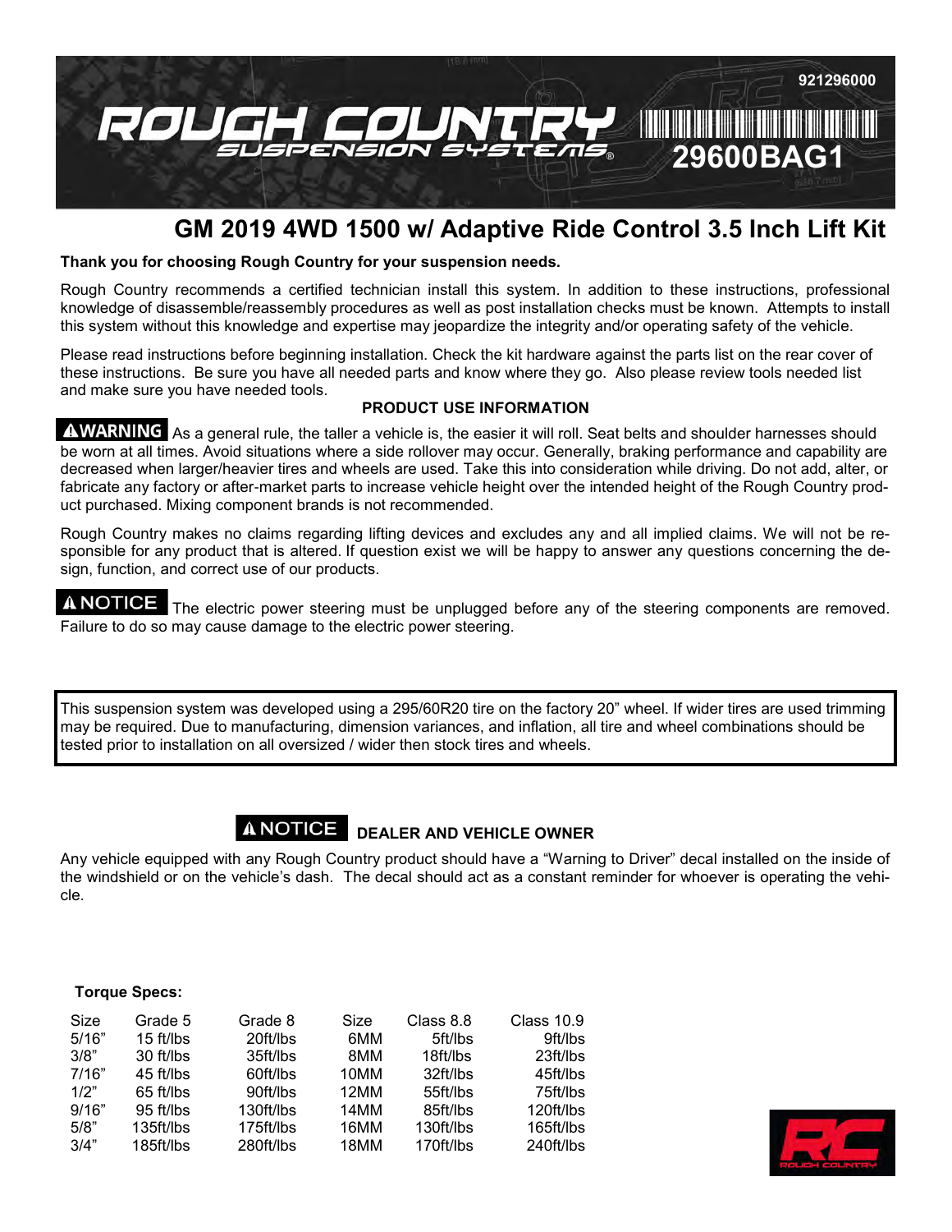ROUGH COUNTRY SUSPENSION SYSTEMS®

921296000

29600BAG1

# GM 2019 4WD 1500 w/ Adaptive Ride Control 3.5 Inch Lift Kit

**Thank you for choosing Rough Country for your suspension needs.**

Rough Country recommends a certified technician install this system. In addition to these instructions, professional knowledge of disassemble/reassembly procedures as well as post installation checks must be known. Attempts to install this system without this knowledge and expertise may jeopardize the integrity and/or operating safety of the vehicle.

Please read instructions before beginning installation. Check the kit hardware against the parts list on the rear cover of these instructions. Be sure you have all needed parts and know where they go. Also please review tools needed list and make sure you have needed tools.

**PRODUCT USE INFORMATION**

**⚠WARNING** As a general rule, the taller a vehicle is, the easier it will roll. Seat belts and shoulder harnesses should be worn at all times. Avoid situations where a side rollover may occur. Generally, braking performance and capability are decreased when larger/heavier tires and wheels are used. Take this into consideration while driving. Do not add, alter, or fabricate any factory or after-market parts to increase vehicle height over the intended height of the Rough Country product purchased. Mixing component brands is not recommended.

Rough Country makes no claims regarding lifting devices and excludes any and all implied claims. We will not be responsible for any product that is altered. If question exist we will be happy to answer any questions concerning the design, function, and correct use of our products.

**⚠NOTICE** The electric power steering must be unplugged before any of the steering components are removed. Failure to do so may cause damage to the electric power steering.

This suspension system was developed using a 295/60R20 tire on the factory 20" wheel. If wider tires are used trimming may be required. Due to manufacturing, dimension variances, and inflation, all tire and wheel combinations should be tested prior to installation on all oversized / wider then stock tires and wheels.

**⚠NOTICE DEALER AND VEHICLE OWNER**

Any vehicle equipped with any Rough Country product should have a "Warning to Driver" decal installed on the inside of the windshield or on the vehicle's dash. The decal should act as a constant reminder for whoever is operating the vehicle.

**Torque Specs:**

| Size | Grade 5 | Grade 8 | Size | Class 8.8 | Class 10.9 |
|---|---|---|---|---|---|
| 5/16" | 15 ft/lbs | 20ft/lbs | 6MM | 5ft/lbs | 9ft/lbs |
| 3/8" | 30 ft/lbs | 35ft/lbs | 8MM | 18ft/lbs | 23ft/lbs |
| 7/16" | 45 ft/lbs | 60ft/lbs | 10MM | 32ft/lbs | 45ft/lbs |
| 1/2" | 65 ft/lbs | 90ft/lbs | 12MM | 55ft/lbs | 75ft/lbs |
| 9/16" | 95 ft/lbs | 130ft/lbs | 14MM | 85ft/lbs | 120ft/lbs |
| 5/8" | 135ft/lbs | 175ft/lbs | 16MM | 130ft/lbs | 165ft/lbs |
| 3/4" | 185ft/lbs | 280ft/lbs | 18MM | 170ft/lbs | 240ft/lbs |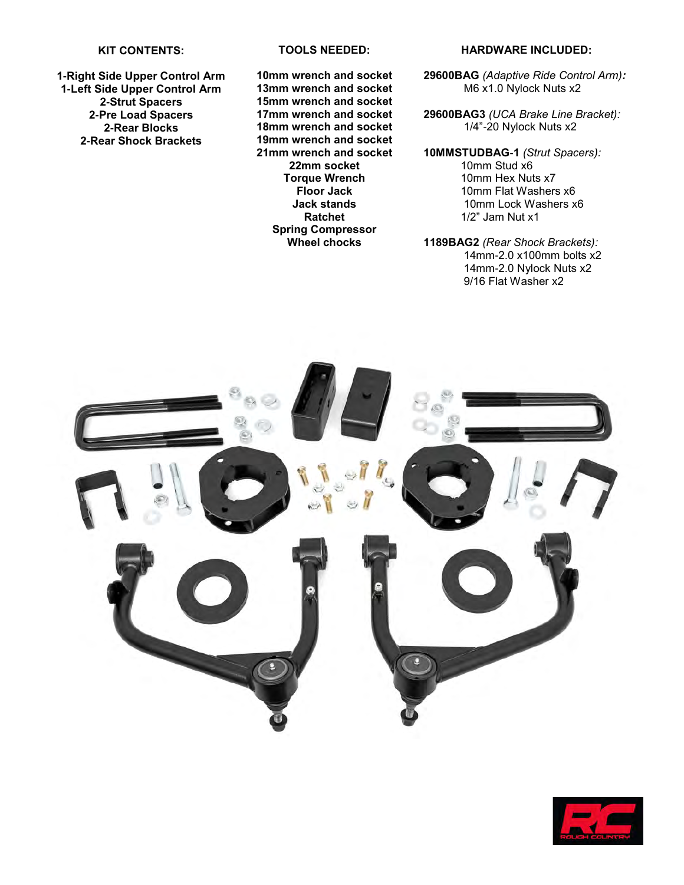## KIT CONTENTS:

**1-Right Side Upper Control Arm**
**1-Left Side Upper Control Arm**
**2-Strut Spacers**
**2-Pre Load Spacers**
**2-Rear Blocks**
**2-Rear Shock Brackets**

## TOOLS NEEDED:

**10mm wrench and socket**
**13mm wrench and socket**
**15mm wrench and socket**
**17mm wrench and socket**
**18mm wrench and socket**
**19mm wrench and socket**
**21mm wrench and socket**
**22mm socket**
**Torque Wrench**
**Floor Jack**
**Jack stands**
**Ratchet**
**Spring Compressor**
**Wheel chocks**

## HARDWARE INCLUDED:

**29600BAG** *(Adaptive Ride Control Arm):*
- M6 x1.0 Nylock Nuts x2

**29600BAG3** *(UCA Brake Line Bracket):*
- 1/4"-20 Nylock Nuts x2

**10MMSTUDBAG-1** *(Strut Spacers):*
- 10mm Stud x6
- 10mm Hex Nuts x7
- 10mm Flat Washers x6
- 10mm Lock Washers x6
- 1/2" Jam Nut x1

**1189BAG2** *(Rear Shock Brackets):*
- 14mm-2.0 x100mm bolts x2
- 14mm-2.0 Nylock Nuts x2
- 9/16 Flat Washer x2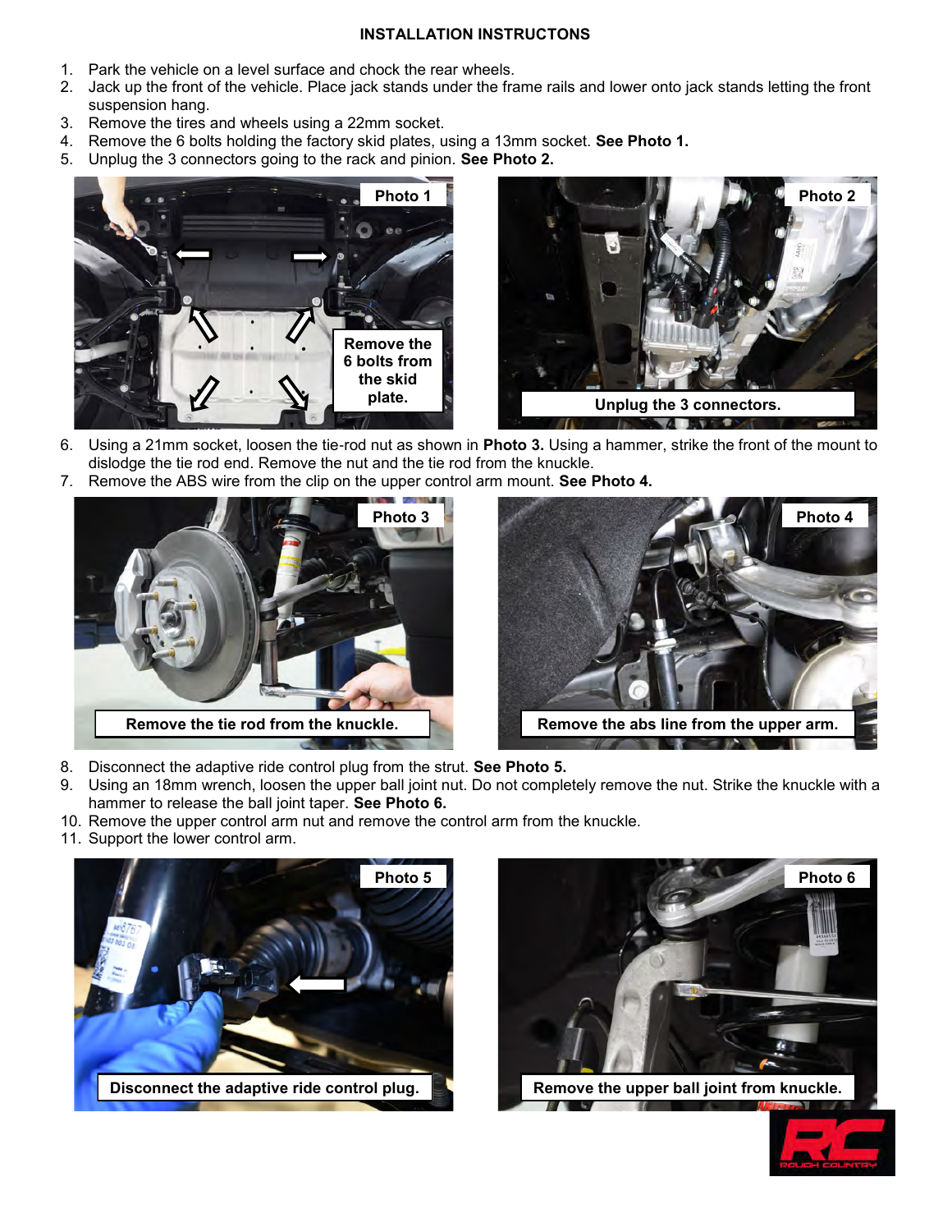**INSTALLATION INSTRUCTONS**

1. Park the vehicle on a level surface and chock the rear wheels.
2. Jack up the front of the vehicle. Place jack stands under the frame rails and lower onto jack stands letting the front suspension hang.
3. Remove the tires and wheels using a 22mm socket.
4. Remove the 6 bolts holding the factory skid plates, using a 13mm socket. **See Photo 1.**
5. Unplug the 3 connectors going to the rack and pinion. **See Photo 2.**

**Photo 1** — Remove the 6 bolts from the skid plate.

**Photo 2** — Unplug the 3 connectors.

6. Using a 21mm socket, loosen the tie-rod nut as shown in **Photo 3.** Using a hammer, strike the front of the mount to dislodge the tie rod end. Remove the nut and the tie rod from the knuckle.
7. Remove the ABS wire from the clip on the upper control arm mount. **See Photo 4.**

**Photo 3** — Remove the tie rod from the knuckle.

**Photo 4** — Remove the abs line from the upper arm.

8. Disconnect the adaptive ride control plug from the strut. **See Photo 5.**
9. Using an 18mm wrench, loosen the upper ball joint nut. Do not completely remove the nut. Strike the knuckle with a hammer to release the ball joint taper. **See Photo 6.**
10. Remove the upper control arm nut and remove the control arm from the knuckle.
11. Support the lower control arm.

**Photo 5** — Disconnect the adaptive ride control plug.

**Photo 6** — Remove the upper ball joint from knuckle.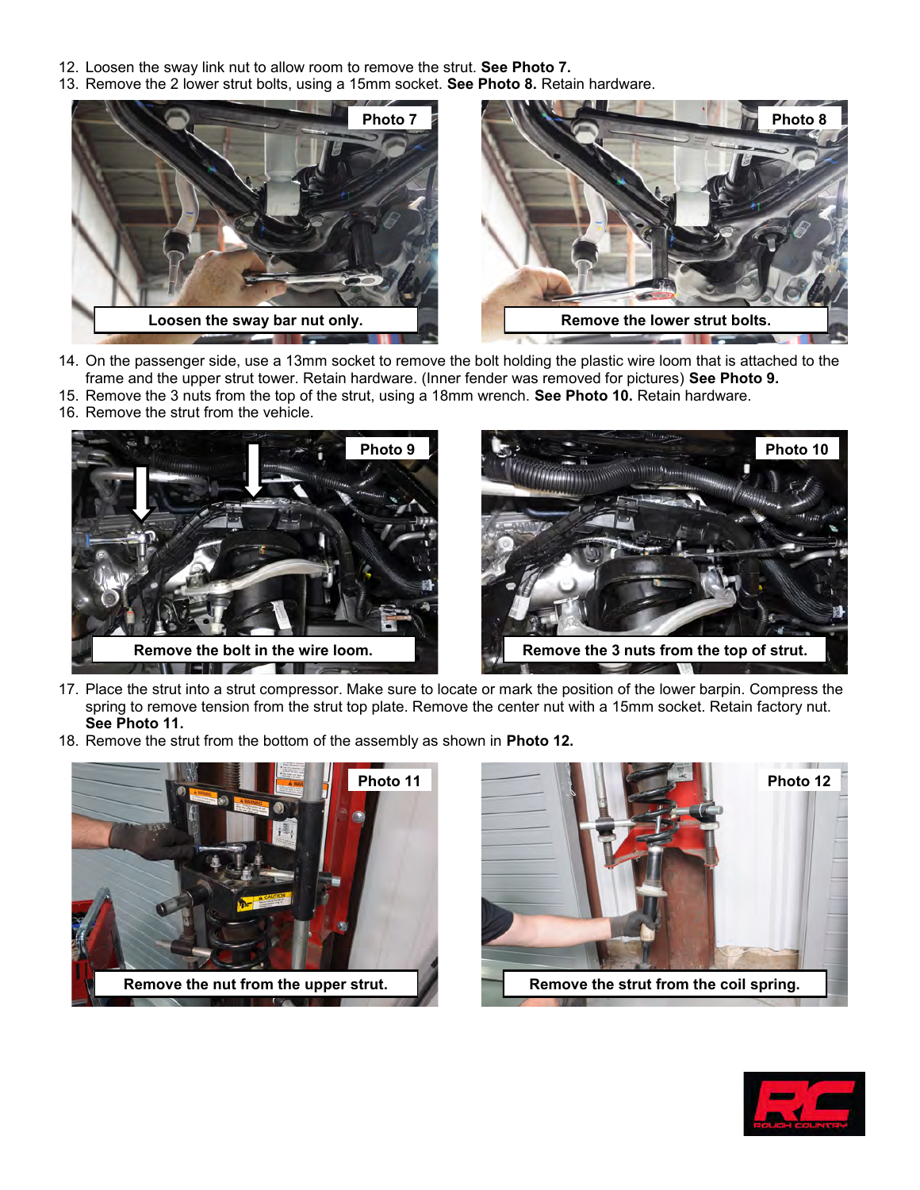12. Loosen the sway link nut to allow room to remove the strut. **See Photo 7.**
13. Remove the 2 lower strut bolts, using a 15mm socket. **See Photo 8.** Retain hardware.

**Photo 7**

**Loosen the sway bar nut only.**

**Photo 8**

**Remove the lower strut bolts.**

14. On the passenger side, use a 13mm socket to remove the bolt holding the plastic wire loom that is attached to the frame and the upper strut tower. Retain hardware. (Inner fender was removed for pictures) **See Photo 9.**
15. Remove the 3 nuts from the top of the strut, using a 18mm wrench. **See Photo 10.** Retain hardware.
16. Remove the strut from the vehicle.

**Photo 9**

**Remove the bolt in the wire loom.**

**Photo 10**

**Remove the 3 nuts from the top of strut.**

17. Place the strut into a strut compressor. Make sure to locate or mark the position of the lower barpin. Compress the spring to remove tension from the strut top plate. Remove the center nut with a 15mm socket. Retain factory nut. **See Photo 11.**
18. Remove the strut from the bottom of the assembly as shown in **Photo 12.**

**Photo 11**

**Remove the nut from the upper strut.**

**Photo 12**

**Remove the strut from the coil spring.**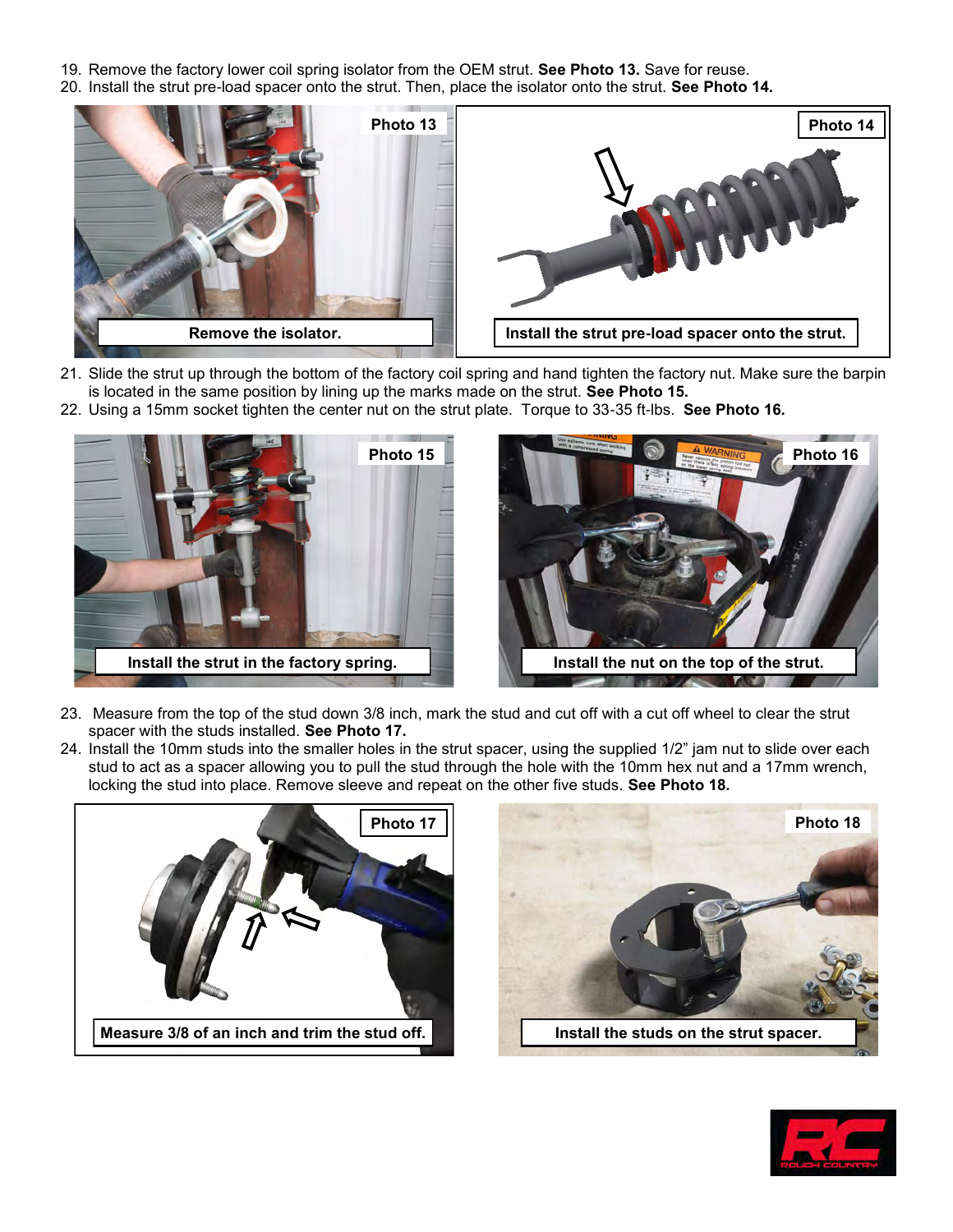19. Remove the factory lower coil spring isolator from the OEM strut. **See Photo 13.** Save for reuse.
20. Install the strut pre-load spacer onto the strut. Then, place the isolator onto the strut. **See Photo 14.**

Photo 13

Remove the isolator.

Photo 14

Install the strut pre-load spacer onto the strut.

21. Slide the strut up through the bottom of the factory coil spring and hand tighten the factory nut. Make sure the barpin is located in the same position by lining up the marks made on the strut. **See Photo 15.**
22. Using a 15mm socket tighten the center nut on the strut plate. Torque to 33-35 ft-lbs. **See Photo 16.**

Photo 15

Install the strut in the factory spring.

Photo 16

Install the nut on the top of the strut.

23. Measure from the top of the stud down 3/8 inch, mark the stud and cut off with a cut off wheel to clear the strut spacer with the studs installed. **See Photo 17.**
24. Install the 10mm studs into the smaller holes in the strut spacer, using the supplied 1/2" jam nut to slide over each stud to act as a spacer allowing you to pull the stud through the hole with the 10mm hex nut and a 17mm wrench, locking the stud into place. Remove sleeve and repeat on the other five studs. **See Photo 18.**

Photo 17

Measure 3/8 of an inch and trim the stud off.

Photo 18

Install the studs on the strut spacer.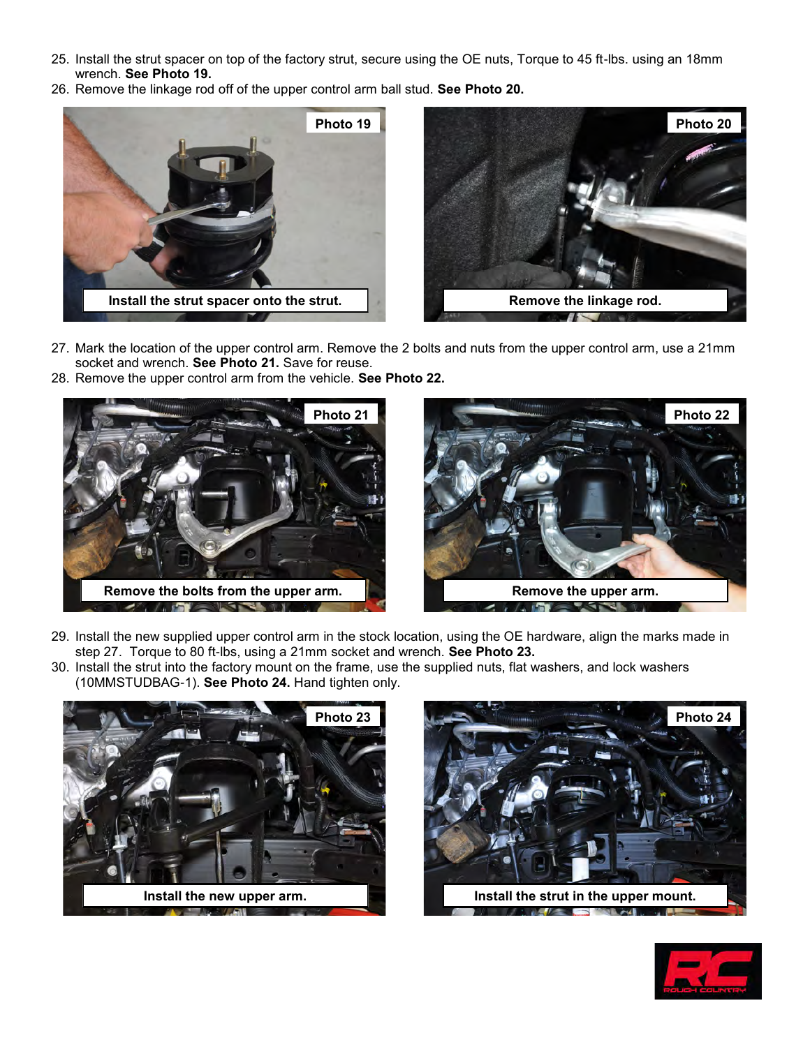25. Install the strut spacer on top of the factory strut, secure using the OE nuts, Torque to 45 ft-lbs. using an 18mm wrench. **See Photo 19.**
26. Remove the linkage rod off of the upper control arm ball stud. **See Photo 20.**

**Photo 19** — Install the strut spacer onto the strut.

**Photo 20** — Remove the linkage rod.

27. Mark the location of the upper control arm. Remove the 2 bolts and nuts from the upper control arm, use a 21mm socket and wrench. **See Photo 21.** Save for reuse.
28. Remove the upper control arm from the vehicle. **See Photo 22.**

**Photo 21** — Remove the bolts from the upper arm.

**Photo 22** — Remove the upper arm.

29. Install the new supplied upper control arm in the stock location, using the OE hardware, align the marks made in step 27. Torque to 80 ft-lbs, using a 21mm socket and wrench. **See Photo 23.**
30. Install the strut into the factory mount on the frame, use the supplied nuts, flat washers, and lock washers (10MMSTUDBAG-1). **See Photo 24.** Hand tighten only.

**Photo 23** — Install the new upper arm.

**Photo 24** — Install the strut in the upper mount.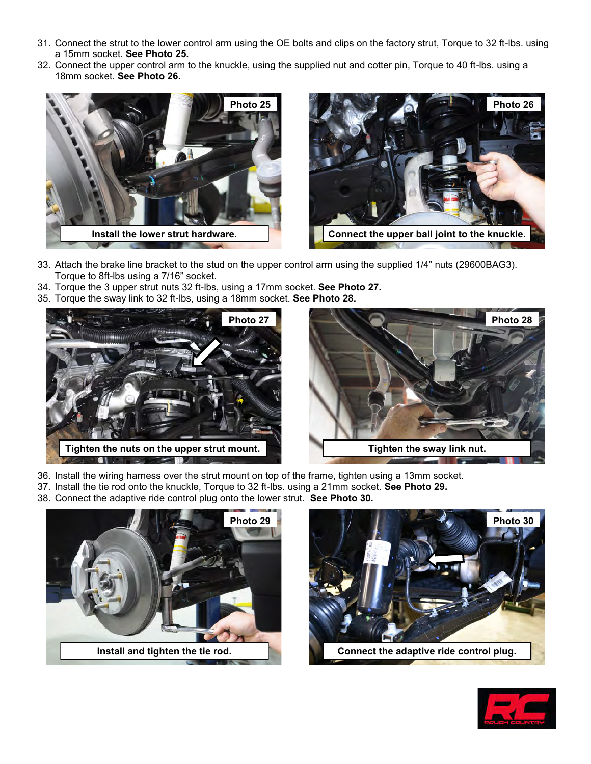31. Connect the strut to the lower control arm using the OE bolts and clips on the factory strut, Torque to 32 ft-lbs. using a 15mm socket. **See Photo 25.**
32. Connect the upper control arm to the knuckle, using the supplied nut and cotter pin, Torque to 40 ft-lbs. using a 18mm socket. **See Photo 26.**

**Photo 25**

Install the lower strut hardware.

**Photo 26**

Connect the upper ball joint to the knuckle.

33. Attach the brake line bracket to the stud on the upper control arm using the supplied 1/4" nuts (29600BAG3). Torque to 8ft-lbs using a 7/16" socket.
34. Torque the 3 upper strut nuts 32 ft-lbs, using a 17mm socket. **See Photo 27.**
35. Torque the sway link to 32 ft-lbs, using a 18mm socket. **See Photo 28.**

**Photo 27**

Tighten the nuts on the upper strut mount.

**Photo 28**

Tighten the sway link nut.

36. Install the wiring harness over the strut mount on top of the frame, tighten using a 13mm socket.
37. Install the tie rod onto the knuckle, Torque to 32 ft-lbs. using a 21mm socket. **See Photo 29.**
38. Connect the adaptive ride control plug onto the lower strut. **See Photo 30.**

**Photo 29**

Install and tighten the tie rod.

**Photo 30**

Connect the adaptive ride control plug.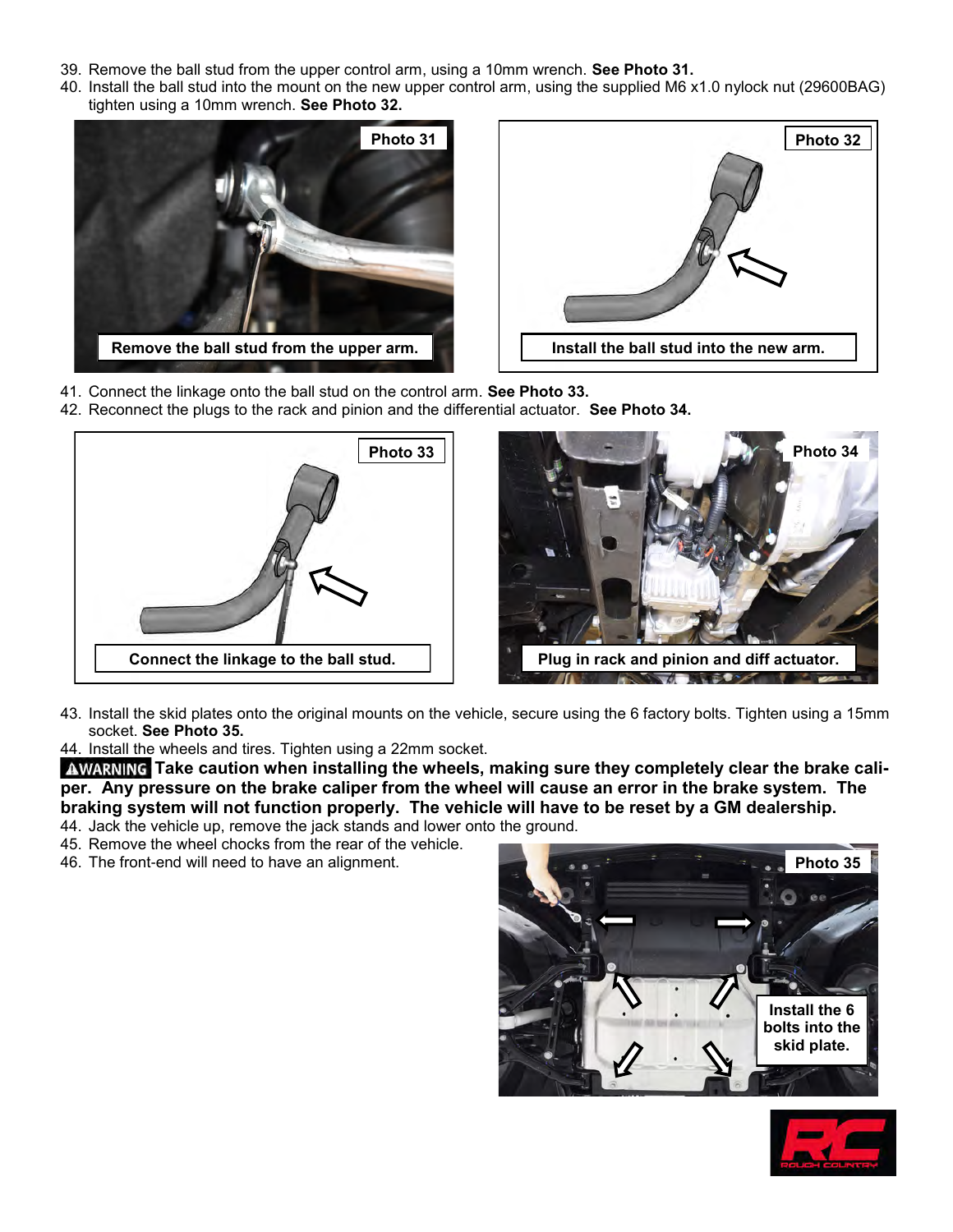39. Remove the ball stud from the upper control arm, using a 10mm wrench. **See Photo 31.**
40. Install the ball stud into the mount on the new upper control arm, using the supplied M6 x1.0 nylock nut (29600BAG) tighten using a 10mm wrench. **See Photo 32.**

**Photo 31**

**Remove the ball stud from the upper arm.**

**Photo 32**

**Install the ball stud into the new arm.**

41. Connect the linkage onto the ball stud on the control arm. **See Photo 33.**
42. Reconnect the plugs to the rack and pinion and the differential actuator. **See Photo 34.**

**Photo 33**

**Connect the linkage to the ball stud.**

**Photo 34**

**Plug in rack and pinion and diff actuator.**

43. Install the skid plates onto the original mounts on the vehicle, secure using the 6 factory bolts. Tighten using a 15mm socket. **See Photo 35.**
44. Install the wheels and tires. Tighten using a 22mm socket.

**⚠WARNING Take caution when installing the wheels, making sure they completely clear the brake caliper. Any pressure on the brake caliper from the wheel will cause an error in the brake system. The braking system will not function properly. The vehicle will have to be reset by a GM dealership.**

44. Jack the vehicle up, remove the jack stands and lower onto the ground.
45. Remove the wheel chocks from the rear of the vehicle.
46. The front-end will need to have an alignment.

**Photo 35**

**Install the 6 bolts into the skid plate.**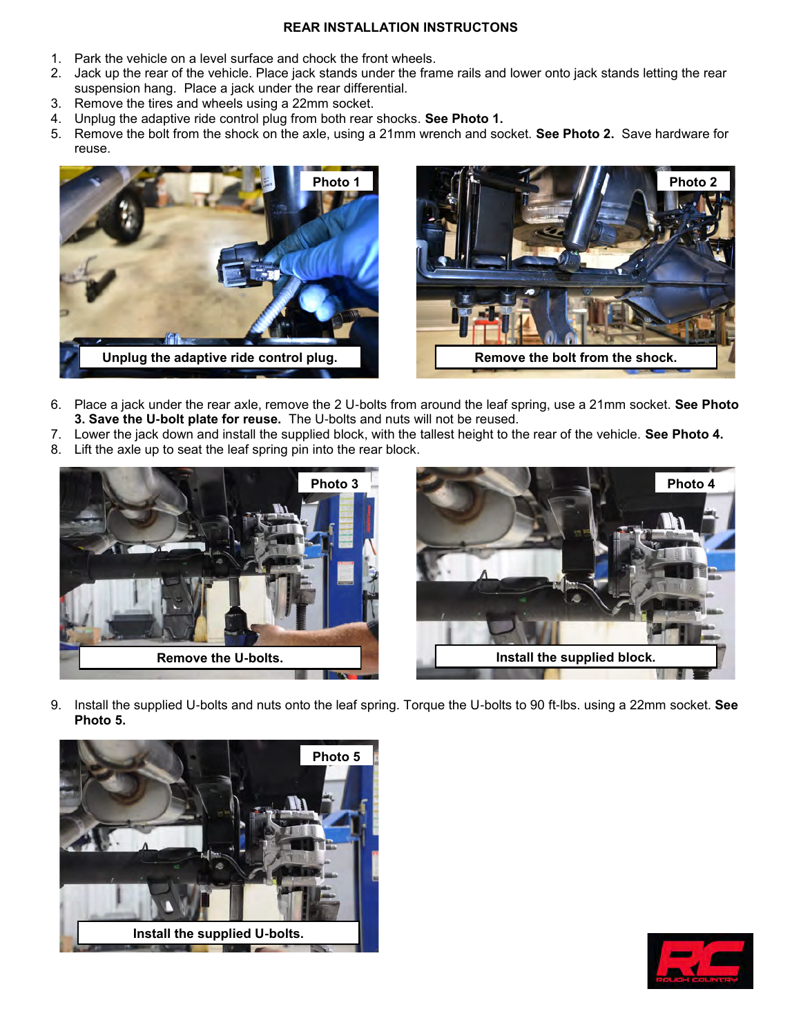## REAR INSTALLATION INSTRUCTONS

1. Park the vehicle on a level surface and chock the front wheels.
2. Jack up the rear of the vehicle. Place jack stands under the frame rails and lower onto jack stands letting the rear suspension hang. Place a jack under the rear differential.
3. Remove the tires and wheels using a 22mm socket.
4. Unplug the adaptive ride control plug from both rear shocks. **See Photo 1.**
5. Remove the bolt from the shock on the axle, using a 21mm wrench and socket. **See Photo 2.** Save hardware for reuse.

Photo 1

**Unplug the adaptive ride control plug.**

Photo 2

**Remove the bolt from the shock.**

6. Place a jack under the rear axle, remove the 2 U-bolts from around the leaf spring, use a 21mm socket. **See Photo 3. Save the U-bolt plate for reuse.** The U-bolts and nuts will not be reused.
7. Lower the jack down and install the supplied block, with the tallest height to the rear of the vehicle. **See Photo 4.**
8. Lift the axle up to seat the leaf spring pin into the rear block.

Photo 3

**Remove the U-bolts.**

Photo 4

**Install the supplied block.**

9. Install the supplied U-bolts and nuts onto the leaf spring. Torque the U-bolts to 90 ft-lbs. using a 22mm socket. **See Photo 5.**

Photo 5

**Install the supplied U-bolts.**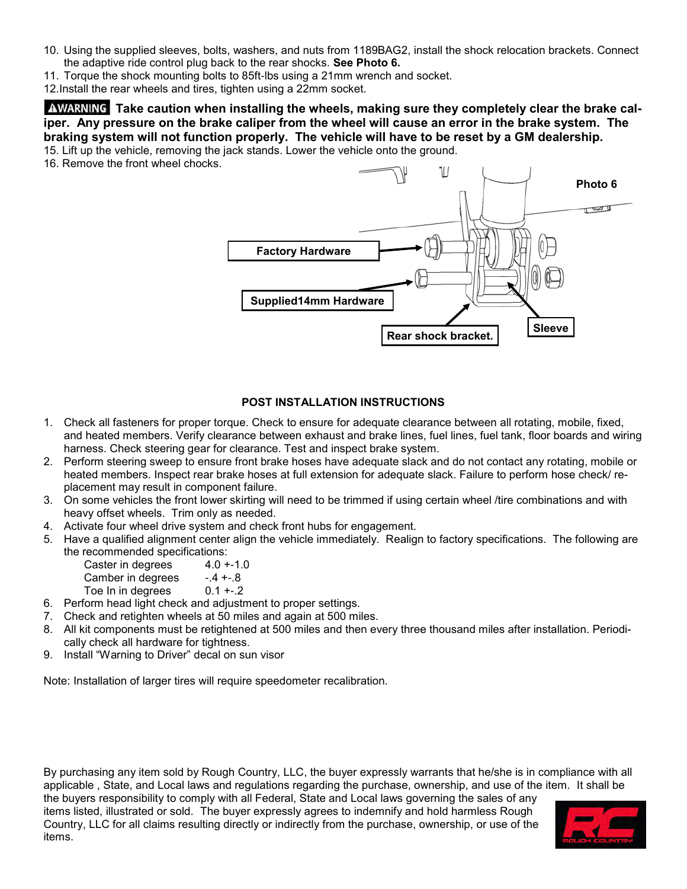10. Using the supplied sleeves, bolts, washers, and nuts from 1189BAG2, install the shock relocation brackets. Connect the adaptive ride control plug back to the rear shocks. **See Photo 6.**
11. Torque the shock mounting bolts to 85ft-lbs using a 21mm wrench and socket.
12. Install the rear wheels and tires, tighten using a 22mm socket.

**⚠WARNING Take caution when installing the wheels, making sure they completely clear the brake caliper. Any pressure on the brake caliper from the wheel will cause an error in the brake system. The braking system will not function properly. The vehicle will have to be reset by a GM dealership.**

15. Lift up the vehicle, removing the jack stands. Lower the vehicle onto the ground.
16. Remove the front wheel chocks.

Photo 6

Factory Hardware

Supplied14mm Hardware

Rear shock bracket.

Sleeve

**POST INSTALLATION INSTRUCTIONS**

1. Check all fasteners for proper torque. Check to ensure for adequate clearance between all rotating, mobile, fixed, and heated members. Verify clearance between exhaust and brake lines, fuel lines, fuel tank, floor boards and wiring harness. Check steering gear for clearance. Test and inspect brake system.
2. Perform steering sweep to ensure front brake hoses have adequate slack and do not contact any rotating, mobile or heated members. Inspect rear brake hoses at full extension for adequate slack. Failure to perform hose check/ replacement may result in component failure.
3. On some vehicles the front lower skirting will need to be trimmed if using certain wheel /tire combinations and with heavy offset wheels. Trim only as needed.
4. Activate four wheel drive system and check front hubs for engagement.
5. Have a qualified alignment center align the vehicle immediately. Realign to factory specifications. The following are the recommended specifications:

| | |
|---|---|
| Caster in degrees | 4.0 +-1.0 |
| Camber in degrees | -.4 +-.8 |
| Toe In in degrees | 0.1 +-.2 |

6. Perform head light check and adjustment to proper settings.
7. Check and retighten wheels at 50 miles and again at 500 miles.
8. All kit components must be retightened at 500 miles and then every three thousand miles after installation. Periodically check all hardware for tightness.
9. Install "Warning to Driver" decal on sun visor

Note: Installation of larger tires will require speedometer recalibration.

By purchasing any item sold by Rough Country, LLC, the buyer expressly warrants that he/she is in compliance with all applicable , State, and Local laws and regulations regarding the purchase, ownership, and use of the item. It shall be the buyers responsibility to comply with all Federal, State and Local laws governing the sales of any items listed, illustrated or sold. The buyer expressly agrees to indemnify and hold harmless Rough Country, LLC for all claims resulting directly or indirectly from the purchase, ownership, or use of the items.